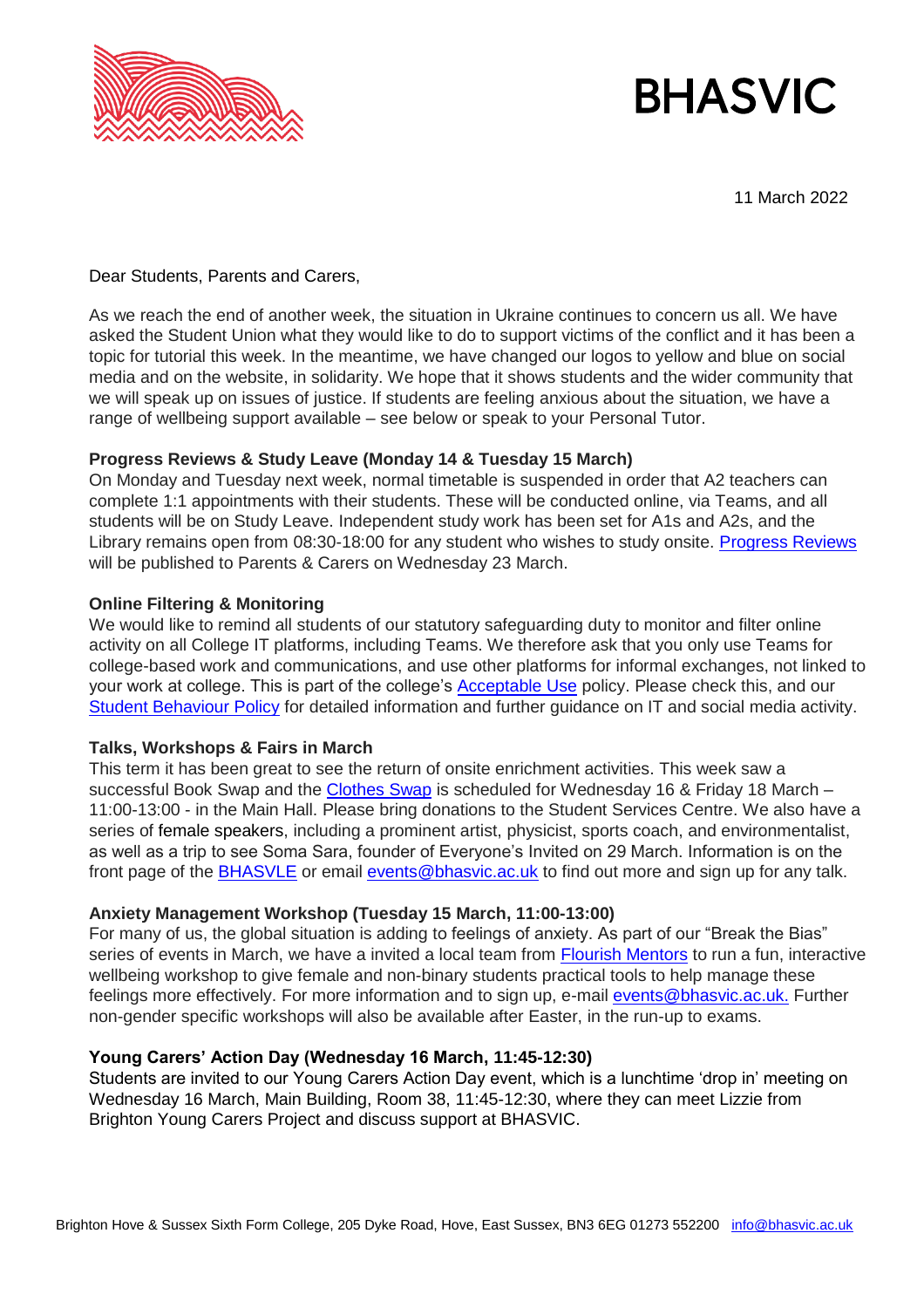BHASVIC

11 March 2022

Dear Students, Parents and Carers,

As we reach the end of another week, the situation in Ukraine continues to concern us all. We have asked the Student Union what they would like to do to support victims of the conflict and it has been a topic for tutorial this week. In the meantime, we have changed our logos to yellow and blue on social media and on the website, in solidarity. We hope that it shows students and the wider community that we will speak up on issues of justice. If students are feeling anxious about the situation, we have a range of wellbeing support available – see below or speak to your Personal Tutor.

**Progress Reviews & Study Leave (Monday 14 & Tuesday 15 March)**

On Monday and Tuesday next week, normal timetable is suspended in order that A2 teachers can complete 1:1 appointments with their students. These will be conducted online, via Teams, and all students will be on Study Leave. Independent study work has been set for A1s and A2s, and the Library remains open from 08:30-18:00 for any student who wishes to study onsite. Progress Reviews will be published to Parents & Carers on Wednesday 23 March.

**Online Filtering & Monitoring**

We would like to remind all students of our statutory safeguarding duty to monitor and filter online activity on all College IT platforms, including Teams. We therefore ask that you only use Teams for college-based work and communications, and use other platforms for informal exchanges, not linked to your work at college. This is part of the college's Acceptable Use policy. Please check this, and our Student Behaviour Policy for detailed information and further guidance on IT and social media activity.

**Talks, Workshops & Fairs in March**

This term it has been great to see the return of onsite enrichment activities. This week saw a successful Book Swap and the Clothes Swap is scheduled for Wednesday 16 & Friday 18 March – 11:00-13:00 - in the Main Hall. Please bring donations to the Student Services Centre. We also have a series of female speakers, including a prominent artist, physicist, sports coach, and environmentalist, as well as a trip to see Soma Sara, founder of Everyone's Invited on 29 March. Information is on the front page of the BHASVLE or email events@bhasvic.ac.uk to find out more and sign up for any talk.

**Anxiety Management Workshop (Tuesday 15 March, 11:00-13:00)**

For many of us, the global situation is adding to feelings of anxiety. As part of our "Break the Bias" series of events in March, we have a invited a local team from Flourish Mentors to run a fun, interactive wellbeing workshop to give female and non-binary students practical tools to help manage these feelings more effectively. For more information and to sign up, e-mail events@bhasvic.ac.uk. Further non-gender specific workshops will also be available after Easter, in the run-up to exams.

**Young Carers' Action Day (Wednesday 16 March, 11:45-12:30)**

Students are invited to our Young Carers Action Day event, which is a lunchtime 'drop in' meeting on Wednesday 16 March, Main Building, Room 38, 11:45-12:30, where they can meet Lizzie from Brighton Young Carers Project and discuss support at BHASVIC.

Brighton Hove & Sussex Sixth Form College, 205 Dyke Road, Hove, East Sussex, BN3 6EG 01273 552200 info@bhasvic.ac.uk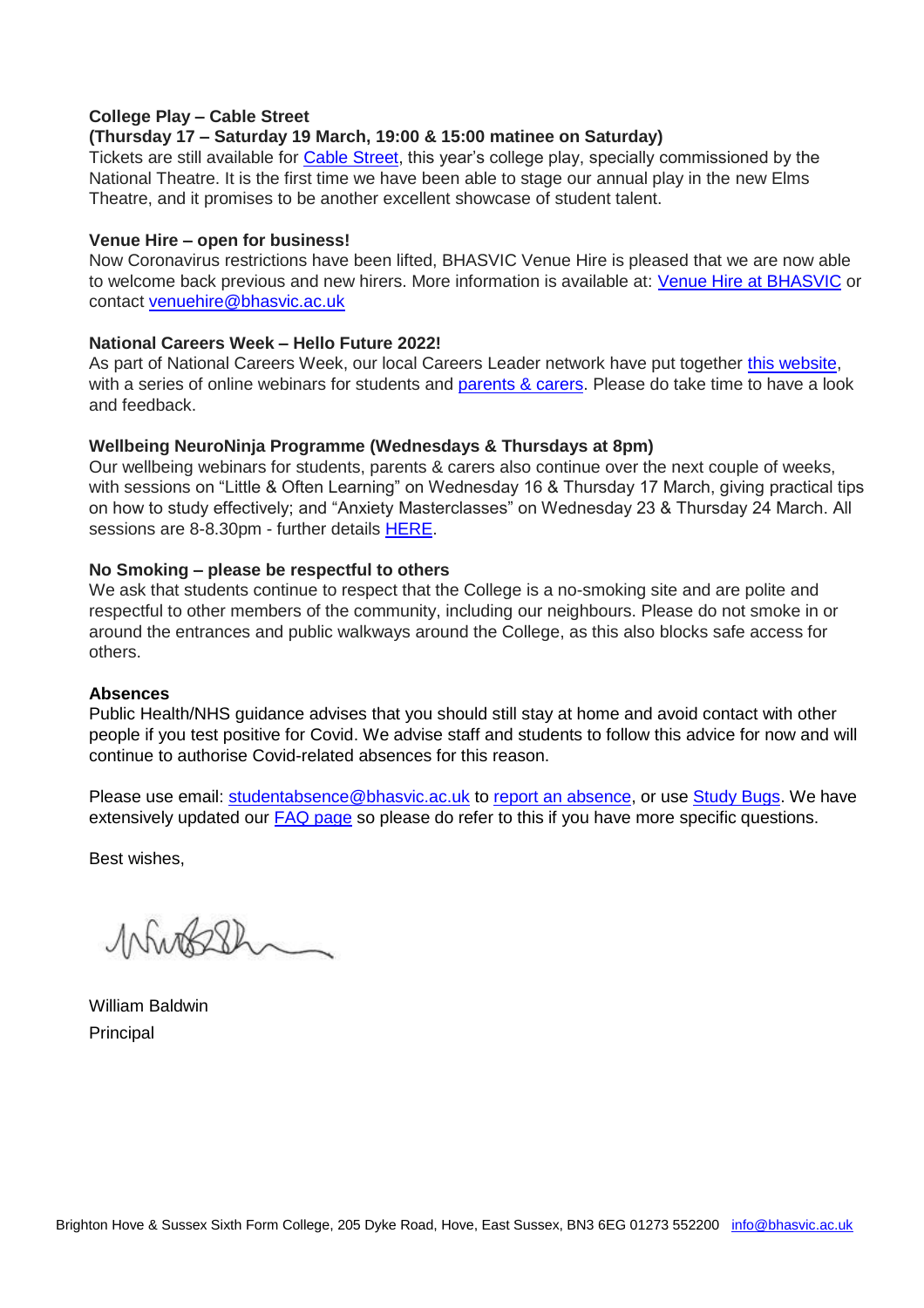**College Play – Cable Street**
**(Thursday 17 – Saturday 19 March, 19:00 & 15:00 matinee on Saturday)**
Tickets are still available for Cable Street, this year's college play, specially commissioned by the National Theatre. It is the first time we have been able to stage our annual play in the new Elms Theatre, and it promises to be another excellent showcase of student talent.

**Venue Hire – open for business!**
Now Coronavirus restrictions have been lifted, BHASVIC Venue Hire is pleased that we are now able to welcome back previous and new hirers. More information is available at: Venue Hire at BHASVIC or contact venuehire@bhasvic.ac.uk

**National Careers Week – Hello Future 2022!**
As part of National Careers Week, our local Careers Leader network have put together this website, with a series of online webinars for students and parents & carers. Please do take time to have a look and feedback.

**Wellbeing NeuroNinja Programme (Wednesdays & Thursdays at 8pm)**
Our wellbeing webinars for students, parents & carers also continue over the next couple of weeks, with sessions on "Little & Often Learning" on Wednesday 16 & Thursday 17 March, giving practical tips on how to study effectively; and "Anxiety Masterclasses" on Wednesday 23 & Thursday 24 March. All sessions are 8-8.30pm - further details HERE.

**No Smoking – please be respectful to others**
We ask that students continue to respect that the College is a no-smoking site and are polite and respectful to other members of the community, including our neighbours. Please do not smoke in or around the entrances and public walkways around the College, as this also blocks safe access for others.

**Absences**
Public Health/NHS guidance advises that you should still stay at home and avoid contact with other people if you test positive for Covid. We advise staff and students to follow this advice for now and will continue to authorise Covid-related absences for this reason.

Please use email: studentabsence@bhasvic.ac.uk to report an absence, or use Study Bugs. We have extensively updated our FAQ page so please do refer to this if you have more specific questions.

Best wishes,

William Baldwin
Principal

Brighton Hove & Sussex Sixth Form College, 205 Dyke Road, Hove, East Sussex, BN3 6EG 01273 552200 info@bhasvic.ac.uk